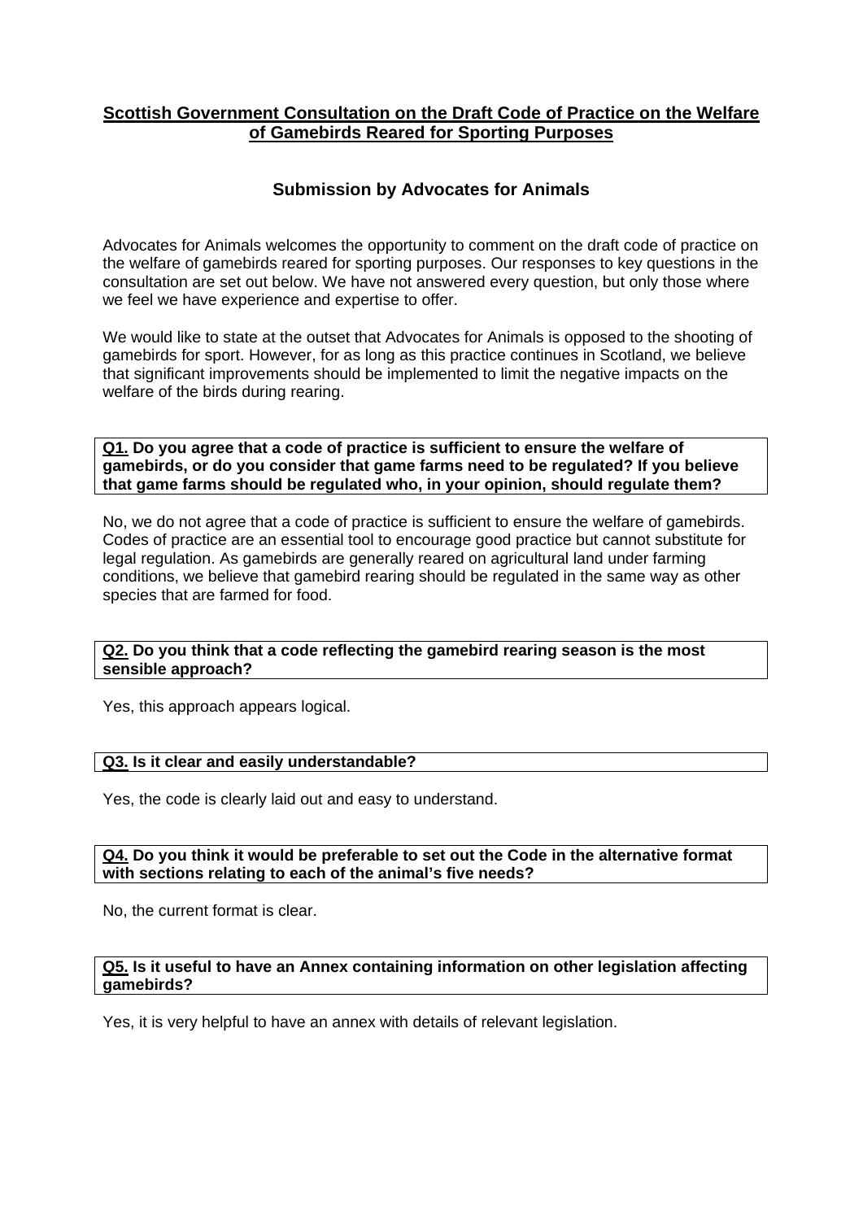# Scottish Government Consultation on the Draft Code of Practice on the Welfare of Gamebirds Reared for Sporting Purposes

## Submission by Advocates for Animals

Advocates for Animals welcomes the opportunity to comment on the draft code of practice on the welfare of gamebirds reared for sporting purposes. Our responses to key questions in the consultation are set out below. We have not answered every question, but only those where we feel we have experience and expertise to offer.

We would like to state at the outset that Advocates for Animals is opposed to the shooting of gamebirds for sport. However, for as long as this practice continues in Scotland, we believe that significant improvements should be implemented to limit the negative impacts on the welfare of the birds during rearing.

**Q1. Do you agree that a code of practice is sufficient to ensure the welfare of gamebirds, or do you consider that game farms need to be regulated? If you believe that game farms should be regulated who, in your opinion, should regulate them?**

No, we do not agree that a code of practice is sufficient to ensure the welfare of gamebirds. Codes of practice are an essential tool to encourage good practice but cannot substitute for legal regulation. As gamebirds are generally reared on agricultural land under farming conditions, we believe that gamebird rearing should be regulated in the same way as other species that are farmed for food.

**Q2. Do you think that a code reflecting the gamebird rearing season is the most sensible approach?**

Yes, this approach appears logical.

**Q3. Is it clear and easily understandable?**

Yes, the code is clearly laid out and easy to understand.

**Q4. Do you think it would be preferable to set out the Code in the alternative format with sections relating to each of the animal's five needs?**

No, the current format is clear.

**Q5. Is it useful to have an Annex containing information on other legislation affecting gamebirds?**

Yes, it is very helpful to have an annex with details of relevant legislation.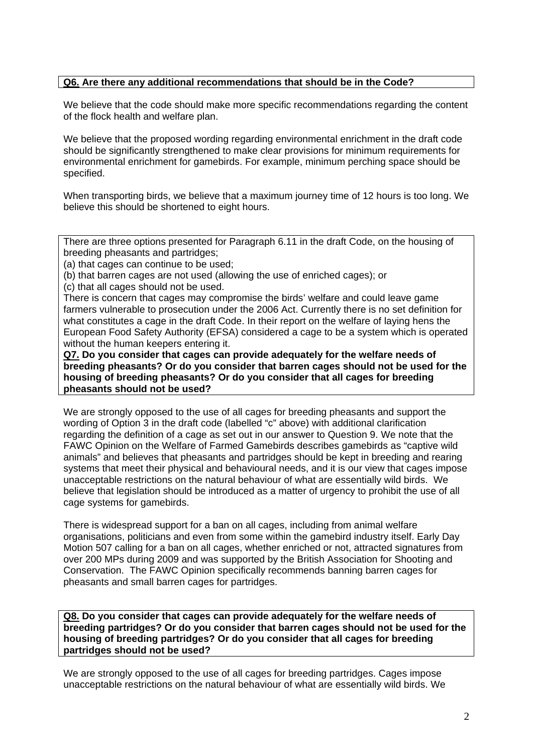**Q6. Are there any additional recommendations that should be in the Code?**

We believe that the code should make more specific recommendations regarding the content of the flock health and welfare plan.

We believe that the proposed wording regarding environmental enrichment in the draft code should be significantly strengthened to make clear provisions for minimum requirements for environmental enrichment for gamebirds. For example, minimum perching space should be specified.

When transporting birds, we believe that a maximum journey time of 12 hours is too long. We believe this should be shortened to eight hours.

There are three options presented for Paragraph 6.11 in the draft Code, on the housing of breeding pheasants and partridges;

(a) that cages can continue to be used;

(b) that barren cages are not used (allowing the use of enriched cages); or

(c) that all cages should not be used.

There is concern that cages may compromise the birds' welfare and could leave game farmers vulnerable to prosecution under the 2006 Act. Currently there is no set definition for what constitutes a cage in the draft Code. In their report on the welfare of laying hens the European Food Safety Authority (EFSA) considered a cage to be a system which is operated without the human keepers entering it.

**Q7. Do you consider that cages can provide adequately for the welfare needs of breeding pheasants? Or do you consider that barren cages should not be used for the housing of breeding pheasants? Or do you consider that all cages for breeding pheasants should not be used?**

We are strongly opposed to the use of all cages for breeding pheasants and support the wording of Option 3 in the draft code (labelled "c" above) with additional clarification regarding the definition of a cage as set out in our answer to Question 9. We note that the FAWC Opinion on the Welfare of Farmed Gamebirds describes gamebirds as "captive wild animals" and believes that pheasants and partridges should be kept in breeding and rearing systems that meet their physical and behavioural needs, and it is our view that cages impose unacceptable restrictions on the natural behaviour of what are essentially wild birds. We believe that legislation should be introduced as a matter of urgency to prohibit the use of all cage systems for gamebirds.

There is widespread support for a ban on all cages, including from animal welfare organisations, politicians and even from some within the gamebird industry itself. Early Day Motion 507 calling for a ban on all cages, whether enriched or not, attracted signatures from over 200 MPs during 2009 and was supported by the British Association for Shooting and Conservation. The FAWC Opinion specifically recommends banning barren cages for pheasants and small barren cages for partridges.

**Q8. Do you consider that cages can provide adequately for the welfare needs of breeding partridges? Or do you consider that barren cages should not be used for the housing of breeding partridges? Or do you consider that all cages for breeding partridges should not be used?**

We are strongly opposed to the use of all cages for breeding partridges. Cages impose unacceptable restrictions on the natural behaviour of what are essentially wild birds. We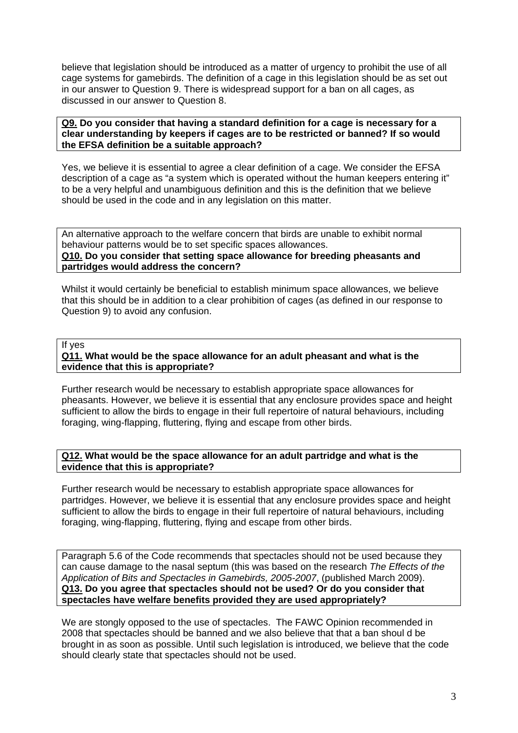believe that legislation should be introduced as a matter of urgency to prohibit the use of all cage systems for gamebirds. The definition of a cage in this legislation should be as set out in our answer to Question 9. There is widespread support for a ban on all cages, as discussed in our answer to Question 8.

**Q9. Do you consider that having a standard definition for a cage is necessary for a clear understanding by keepers if cages are to be restricted or banned? If so would the EFSA definition be a suitable approach?**

Yes, we believe it is essential to agree a clear definition of a cage. We consider the EFSA description of a cage as "a system which is operated without the human keepers entering it" to be a very helpful and unambiguous definition and this is the definition that we believe should be used in the code and in any legislation on this matter.

An alternative approach to the welfare concern that birds are unable to exhibit normal behaviour patterns would be to set specific spaces allowances.
**Q10. Do you consider that setting space allowance for breeding pheasants and partridges would address the concern?**

Whilst it would certainly be beneficial to establish minimum space allowances, we believe that this should be in addition to a clear prohibition of cages (as defined in our response to Question 9) to avoid any confusion.

If yes
**Q11. What would be the space allowance for an adult pheasant and what is the evidence that this is appropriate?**

Further research would be necessary to establish appropriate space allowances for pheasants. However, we believe it is essential that any enclosure provides space and height sufficient to allow the birds to engage in their full repertoire of natural behaviours, including foraging, wing-flapping, fluttering, flying and escape from other birds.

**Q12. What would be the space allowance for an adult partridge and what is the evidence that this is appropriate?**

Further research would be necessary to establish appropriate space allowances for partridges. However, we believe it is essential that any enclosure provides space and height sufficient to allow the birds to engage in their full repertoire of natural behaviours, including foraging, wing-flapping, fluttering, flying and escape from other birds.

Paragraph 5.6 of the Code recommends that spectacles should not be used because they can cause damage to the nasal septum (this was based on the research *The Effects of the Application of Bits and Spectacles in Gamebirds, 2005-2007*, (published March 2009).
**Q13. Do you agree that spectacles should not be used? Or do you consider that spectacles have welfare benefits provided they are used appropriately?**

We are stongly opposed to the use of spectacles. The FAWC Opinion recommended in 2008 that spectacles should be banned and we also believe that that a ban shoul d be brought in as soon as possible. Until such legislation is introduced, we believe that the code should clearly state that spectacles should not be used.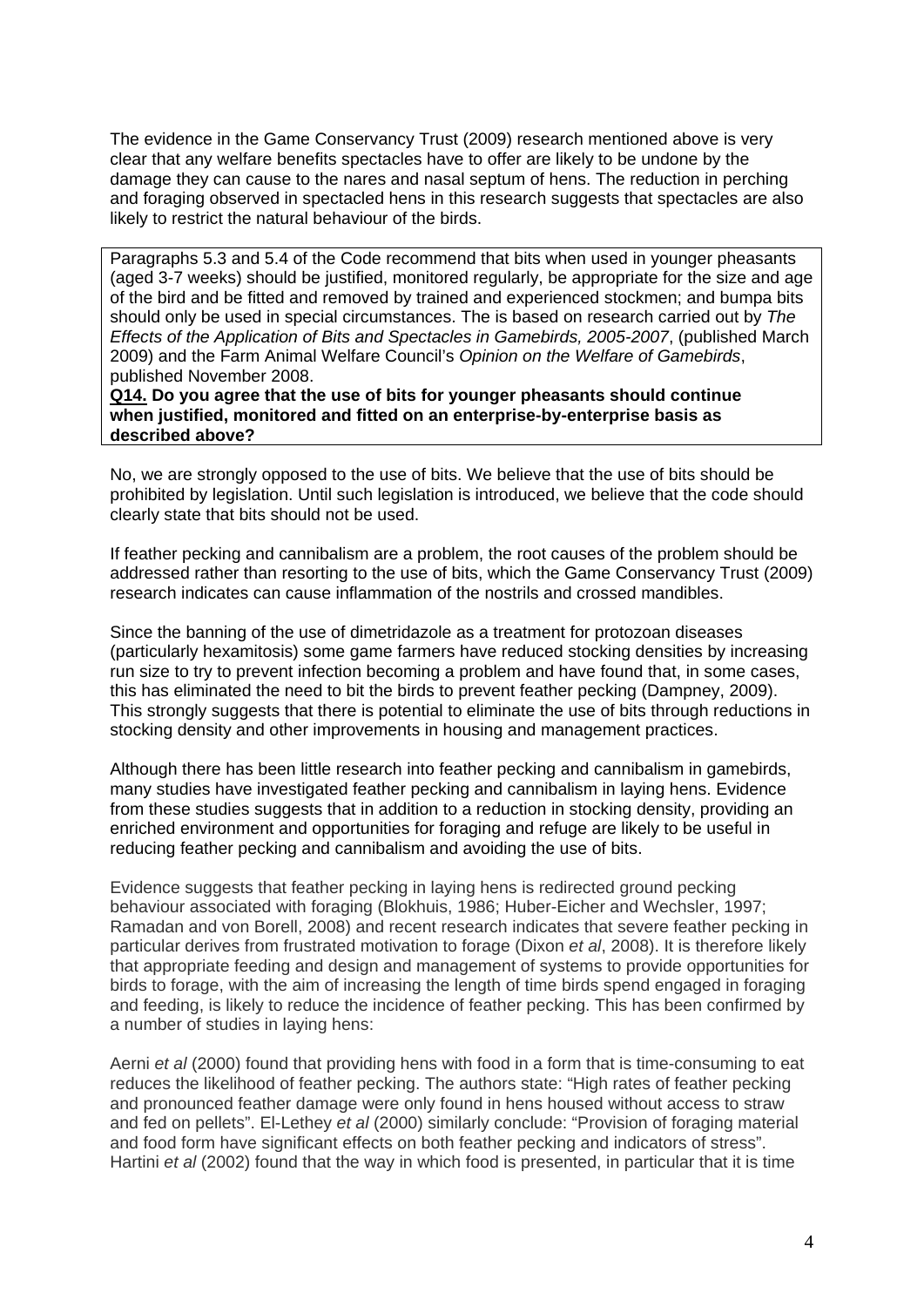The evidence in the Game Conservancy Trust (2009) research mentioned above is very clear that any welfare benefits spectacles have to offer are likely to be undone by the damage they can cause to the nares and nasal septum of hens. The reduction in perching and foraging observed in spectacled hens in this research suggests that spectacles are also likely to restrict the natural behaviour of the birds.

> Paragraphs 5.3 and 5.4 of the Code recommend that bits when used in younger pheasants (aged 3-7 weeks) should be justified, monitored regularly, be appropriate for the size and age of the bird and be fitted and removed by trained and experienced stockmen; and bumpa bits should only be used in special circumstances. The is based on research carried out by *The Effects of the Application of Bits and Spectacles in Gamebirds, 2005-2007*, (published March 2009) and the Farm Animal Welfare Council's *Opinion on the Welfare of Gamebirds*, published November 2008.
>
> **Q14. Do you agree that the use of bits for younger pheasants should continue when justified, monitored and fitted on an enterprise-by-enterprise basis as described above?**

No, we are strongly opposed to the use of bits. We believe that the use of bits should be prohibited by legislation. Until such legislation is introduced, we believe that the code should clearly state that bits should not be used.

If feather pecking and cannibalism are a problem, the root causes of the problem should be addressed rather than resorting to the use of bits, which the Game Conservancy Trust (2009) research indicates can cause inflammation of the nostrils and crossed mandibles.

Since the banning of the use of dimetridazole as a treatment for protozoan diseases (particularly hexamitosis) some game farmers have reduced stocking densities by increasing run size to try to prevent infection becoming a problem and have found that, in some cases, this has eliminated the need to bit the birds to prevent feather pecking (Dampney, 2009). This strongly suggests that there is potential to eliminate the use of bits through reductions in stocking density and other improvements in housing and management practices.

Although there has been little research into feather pecking and cannibalism in gamebirds, many studies have investigated feather pecking and cannibalism in laying hens. Evidence from these studies suggests that in addition to a reduction in stocking density, providing an enriched environment and opportunities for foraging and refuge are likely to be useful in reducing feather pecking and cannibalism and avoiding the use of bits.

Evidence suggests that feather pecking in laying hens is redirected ground pecking behaviour associated with foraging (Blokhuis, 1986; Huber-Eicher and Wechsler, 1997; Ramadan and von Borell, 2008) and recent research indicates that severe feather pecking in particular derives from frustrated motivation to forage (Dixon *et al*, 2008). It is therefore likely that appropriate feeding and design and management of systems to provide opportunities for birds to forage, with the aim of increasing the length of time birds spend engaged in foraging and feeding, is likely to reduce the incidence of feather pecking. This has been confirmed by a number of studies in laying hens:

Aerni *et al* (2000) found that providing hens with food in a form that is time-consuming to eat reduces the likelihood of feather pecking. The authors state: "High rates of feather pecking and pronounced feather damage were only found in hens housed without access to straw and fed on pellets". El-Lethey *et al* (2000) similarly conclude: "Provision of foraging material and food form have significant effects on both feather pecking and indicators of stress". Hartini *et al* (2002) found that the way in which food is presented, in particular that it is time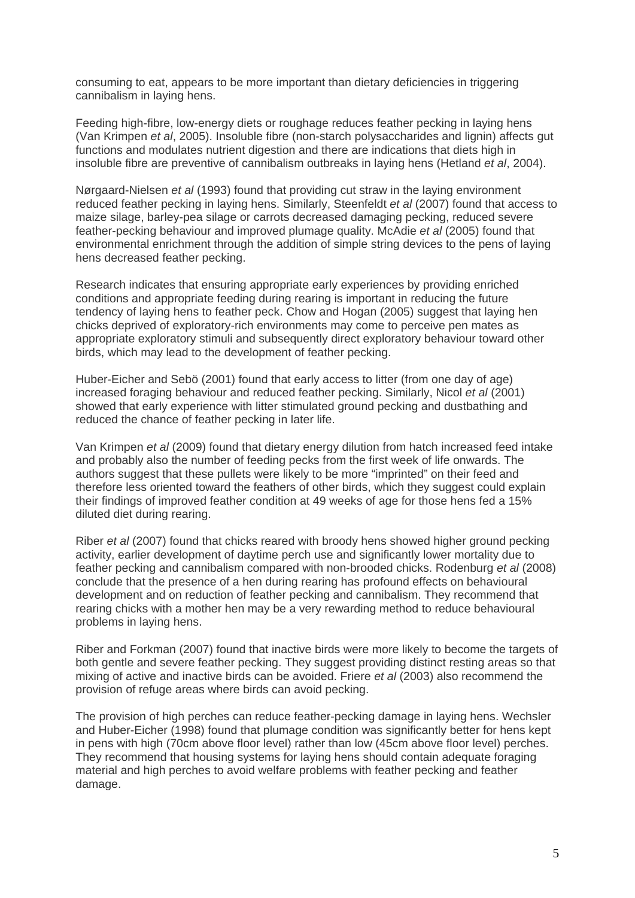consuming to eat, appears to be more important than dietary deficiencies in triggering cannibalism in laying hens.

Feeding high-fibre, low-energy diets or roughage reduces feather pecking in laying hens (Van Krimpen *et al*, 2005). Insoluble fibre (non-starch polysaccharides and lignin) affects gut functions and modulates nutrient digestion and there are indications that diets high in insoluble fibre are preventive of cannibalism outbreaks in laying hens (Hetland *et al*, 2004).

Nørgaard-Nielsen *et al* (1993) found that providing cut straw in the laying environment reduced feather pecking in laying hens. Similarly, Steenfeldt *et al* (2007) found that access to maize silage, barley-pea silage or carrots decreased damaging pecking, reduced severe feather-pecking behaviour and improved plumage quality. McAdie *et al* (2005) found that environmental enrichment through the addition of simple string devices to the pens of laying hens decreased feather pecking.

Research indicates that ensuring appropriate early experiences by providing enriched conditions and appropriate feeding during rearing is important in reducing the future tendency of laying hens to feather peck. Chow and Hogan (2005) suggest that laying hen chicks deprived of exploratory-rich environments may come to perceive pen mates as appropriate exploratory stimuli and subsequently direct exploratory behaviour toward other birds, which may lead to the development of feather pecking.

Huber-Eicher and Sebö (2001) found that early access to litter (from one day of age) increased foraging behaviour and reduced feather pecking. Similarly, Nicol *et al* (2001) showed that early experience with litter stimulated ground pecking and dustbathing and reduced the chance of feather pecking in later life.

Van Krimpen *et al* (2009) found that dietary energy dilution from hatch increased feed intake and probably also the number of feeding pecks from the first week of life onwards. The authors suggest that these pullets were likely to be more "imprinted" on their feed and therefore less oriented toward the feathers of other birds, which they suggest could explain their findings of improved feather condition at 49 weeks of age for those hens fed a 15% diluted diet during rearing.

Riber *et al* (2007) found that chicks reared with broody hens showed higher ground pecking activity, earlier development of daytime perch use and significantly lower mortality due to feather pecking and cannibalism compared with non-brooded chicks. Rodenburg *et al* (2008) conclude that the presence of a hen during rearing has profound effects on behavioural development and on reduction of feather pecking and cannibalism. They recommend that rearing chicks with a mother hen may be a very rewarding method to reduce behavioural problems in laying hens.

Riber and Forkman (2007) found that inactive birds were more likely to become the targets of both gentle and severe feather pecking. They suggest providing distinct resting areas so that mixing of active and inactive birds can be avoided. Friere *et al* (2003) also recommend the provision of refuge areas where birds can avoid pecking.

The provision of high perches can reduce feather-pecking damage in laying hens. Wechsler and Huber-Eicher (1998) found that plumage condition was significantly better for hens kept in pens with high (70cm above floor level) rather than low (45cm above floor level) perches. They recommend that housing systems for laying hens should contain adequate foraging material and high perches to avoid welfare problems with feather pecking and feather damage.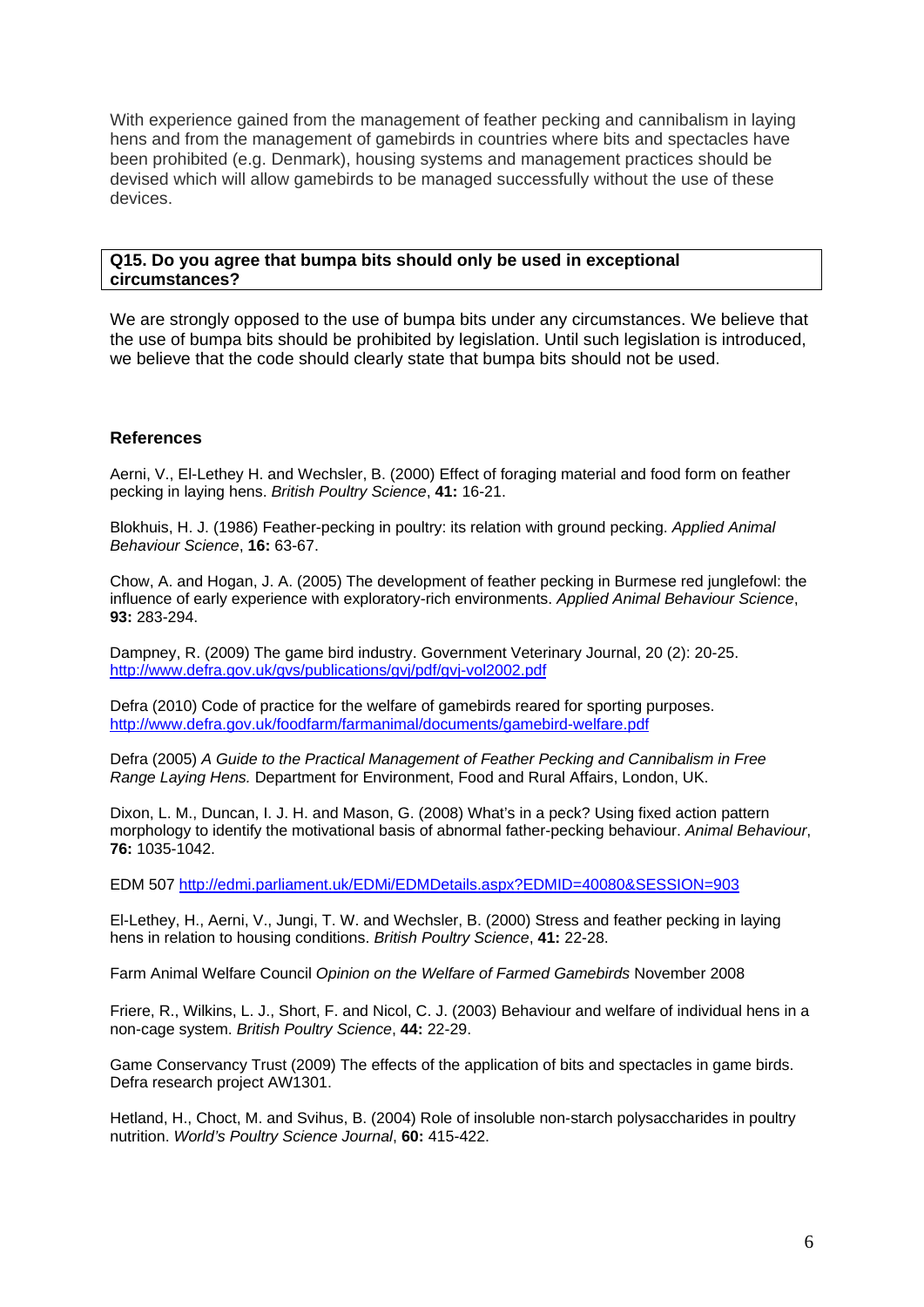With experience gained from the management of feather pecking and cannibalism in laying hens and from the management of gamebirds in countries where bits and spectacles have been prohibited (e.g. Denmark), housing systems and management practices should be devised which will allow gamebirds to be managed successfully without the use of these devices.

**Q15. Do you agree that bumpa bits should only be used in exceptional circumstances?**

We are strongly opposed to the use of bumpa bits under any circumstances. We believe that the use of bumpa bits should be prohibited by legislation. Until such legislation is introduced, we believe that the code should clearly state that bumpa bits should not be used.

## References

Aerni, V., El-Lethey H. and Wechsler, B. (2000) Effect of foraging material and food form on feather pecking in laying hens. *British Poultry Science*, **41:** 16-21.

Blokhuis, H. J. (1986) Feather-pecking in poultry: its relation with ground pecking. *Applied Animal Behaviour Science*, **16:** 63-67.

Chow, A. and Hogan, J. A. (2005) The development of feather pecking in Burmese red junglefowl: the influence of early experience with exploratory-rich environments. *Applied Animal Behaviour Science*, **93:** 283-294.

Dampney, R. (2009) The game bird industry. Government Veterinary Journal, 20 (2): 20-25. http://www.defra.gov.uk/gvs/publications/gvj/pdf/gvj-vol2002.pdf

Defra (2010) Code of practice for the welfare of gamebirds reared for sporting purposes. http://www.defra.gov.uk/foodfarm/farmanimal/documents/gamebird-welfare.pdf

Defra (2005) *A Guide to the Practical Management of Feather Pecking and Cannibalism in Free Range Laying Hens.* Department for Environment, Food and Rural Affairs, London, UK.

Dixon, L. M., Duncan, I. J. H. and Mason, G. (2008) What's in a peck? Using fixed action pattern morphology to identify the motivational basis of abnormal father-pecking behaviour. *Animal Behaviour*, **76:** 1035-1042.

EDM 507 http://edmi.parliament.uk/EDMi/EDMDetails.aspx?EDMID=40080&SESSION=903

El-Lethey, H., Aerni, V., Jungi, T. W. and Wechsler, B. (2000) Stress and feather pecking in laying hens in relation to housing conditions. *British Poultry Science*, **41:** 22-28.

Farm Animal Welfare Council *Opinion on the Welfare of Farmed Gamebirds* November 2008

Friere, R., Wilkins, L. J., Short, F. and Nicol, C. J. (2003) Behaviour and welfare of individual hens in a non-cage system. *British Poultry Science*, **44:** 22-29.

Game Conservancy Trust (2009) The effects of the application of bits and spectacles in game birds. Defra research project AW1301.

Hetland, H., Choct, M. and Svihus, B. (2004) Role of insoluble non-starch polysaccharides in poultry nutrition. *World's Poultry Science Journal*, **60:** 415-422.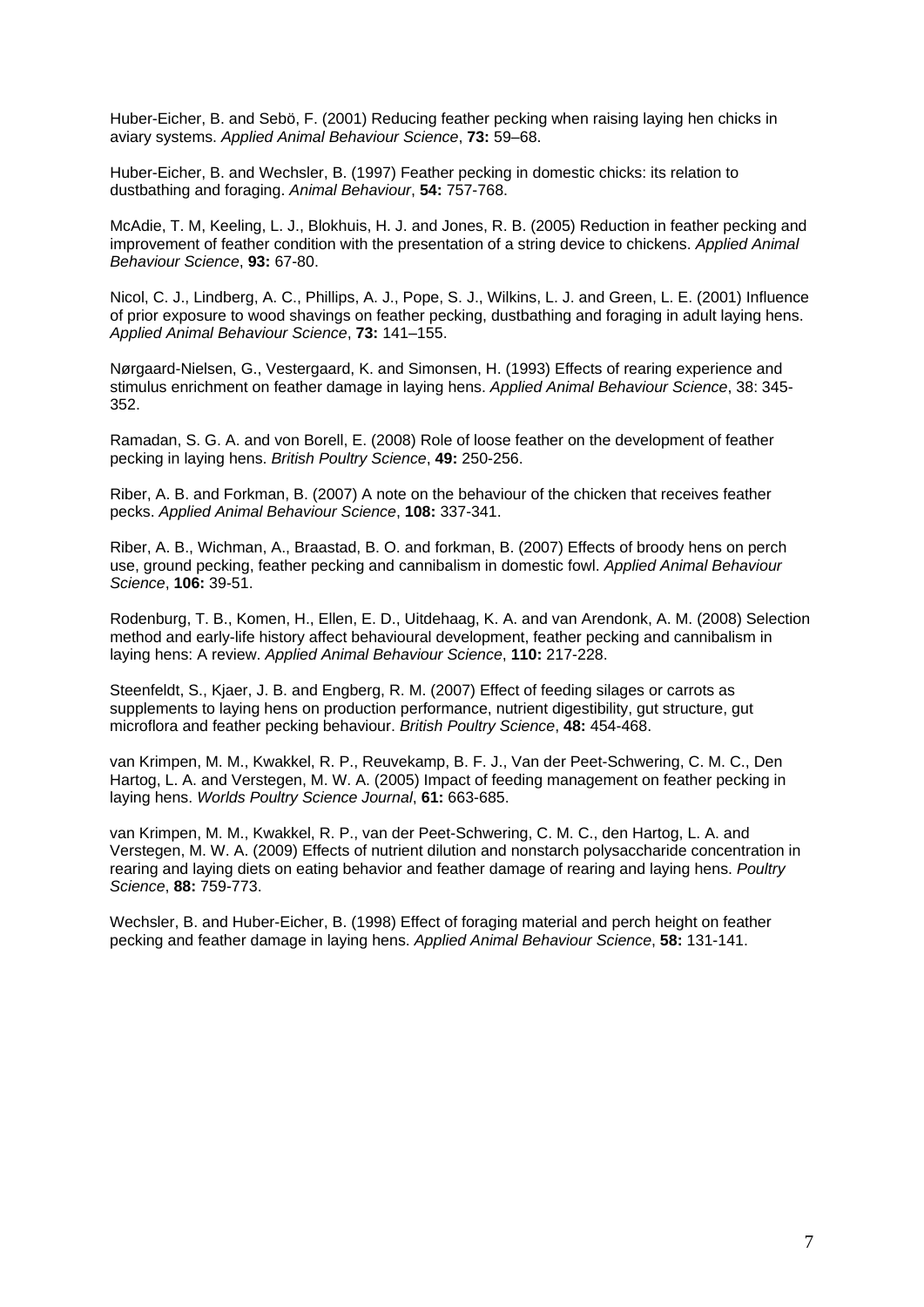Huber-Eicher, B. and Sebö, F. (2001) Reducing feather pecking when raising laying hen chicks in aviary systems. *Applied Animal Behaviour Science*, **73:** 59–68.

Huber-Eicher, B. and Wechsler, B. (1997) Feather pecking in domestic chicks: its relation to dustbathing and foraging. *Animal Behaviour*, **54:** 757-768.

McAdie, T. M, Keeling, L. J., Blokhuis, H. J. and Jones, R. B. (2005) Reduction in feather pecking and improvement of feather condition with the presentation of a string device to chickens. *Applied Animal Behaviour Science*, **93:** 67-80.

Nicol, C. J., Lindberg, A. C., Phillips, A. J., Pope, S. J., Wilkins, L. J. and Green, L. E. (2001) Influence of prior exposure to wood shavings on feather pecking, dustbathing and foraging in adult laying hens. *Applied Animal Behaviour Science*, **73:** 141–155.

Nørgaard-Nielsen, G., Vestergaard, K. and Simonsen, H. (1993) Effects of rearing experience and stimulus enrichment on feather damage in laying hens. *Applied Animal Behaviour Science*, 38: 345-352.

Ramadan, S. G. A. and von Borell, E. (2008) Role of loose feather on the development of feather pecking in laying hens. *British Poultry Science*, **49:** 250-256.

Riber, A. B. and Forkman, B. (2007) A note on the behaviour of the chicken that receives feather pecks. *Applied Animal Behaviour Science*, **108:** 337-341.

Riber, A. B., Wichman, A., Braastad, B. O. and forkman, B. (2007) Effects of broody hens on perch use, ground pecking, feather pecking and cannibalism in domestic fowl. *Applied Animal Behaviour Science*, **106:** 39-51.

Rodenburg, T. B., Komen, H., Ellen, E. D., Uitdehaag, K. A. and van Arendonk, A. M. (2008) Selection method and early-life history affect behavioural development, feather pecking and cannibalism in laying hens: A review. *Applied Animal Behaviour Science*, **110:** 217-228.

Steenfeldt, S., Kjaer, J. B. and Engberg, R. M. (2007) Effect of feeding silages or carrots as supplements to laying hens on production performance, nutrient digestibility, gut structure, gut microflora and feather pecking behaviour. *British Poultry Science*, **48:** 454-468.

van Krimpen, M. M., Kwakkel, R. P., Reuvekamp, B. F. J., Van der Peet-Schwering, C. M. C., Den Hartog, L. A. and Verstegen, M. W. A. (2005) Impact of feeding management on feather pecking in laying hens. *Worlds Poultry Science Journal*, **61:** 663-685.

van Krimpen, M. M., Kwakkel, R. P., van der Peet-Schwering, C. M. C., den Hartog, L. A. and Verstegen, M. W. A. (2009) Effects of nutrient dilution and nonstarch polysaccharide concentration in rearing and laying diets on eating behavior and feather damage of rearing and laying hens. *Poultry Science*, **88:** 759-773.

Wechsler, B. and Huber-Eicher, B. (1998) Effect of foraging material and perch height on feather pecking and feather damage in laying hens. *Applied Animal Behaviour Science*, **58:** 131-141.